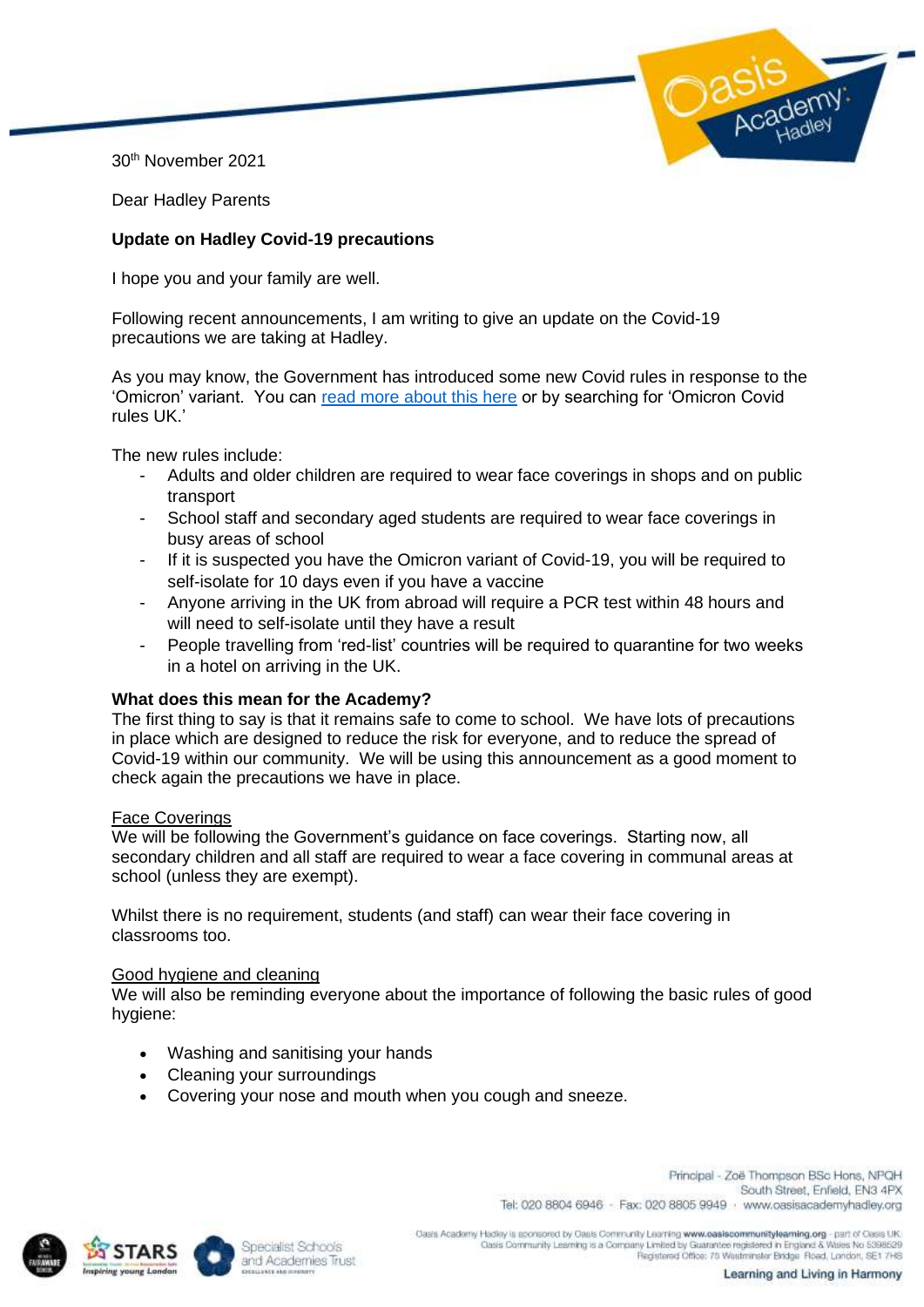30th November 2021

Dear Hadley Parents

**Update on Hadley Covid-19 precautions**

I hope you and your family are well.

Following recent announcements, I am writing to give an update on the Covid-19 precautions we are taking at Hadley.

As you may know, the Government has introduced some new Covid rules in response to the 'Omicron' variant. You can [read more about this here](#) or by searching for 'Omicron Covid rules UK.'

The new rules include:

- Adults and older children are required to wear face coverings in shops and on public transport
- School staff and secondary aged students are required to wear face coverings in busy areas of school
- If it is suspected you have the Omicron variant of Covid-19, you will be required to self-isolate for 10 days even if you have a vaccine
- Anyone arriving in the UK from abroad will require a PCR test within 48 hours and will need to self-isolate until they have a result
- People travelling from 'red-list' countries will be required to quarantine for two weeks in a hotel on arriving in the UK.

**What does this mean for the Academy?**

The first thing to say is that it remains safe to come to school. We have lots of precautions in place which are designed to reduce the risk for everyone, and to reduce the spread of Covid-19 within our community. We will be using this announcement as a good moment to check again the precautions we have in place.

<u>Face Coverings</u>

We will be following the Government's guidance on face coverings. Starting now, all secondary children and all staff are required to wear a face covering in communal areas at school (unless they are exempt).

Whilst there is no requirement, students (and staff) can wear their face covering in classrooms too.

<u>Good hygiene and cleaning</u>

We will also be reminding everyone about the importance of following the basic rules of good hygiene:

- Washing and sanitising your hands
- Cleaning your surroundings
- Covering your nose and mouth when you cough and sneeze.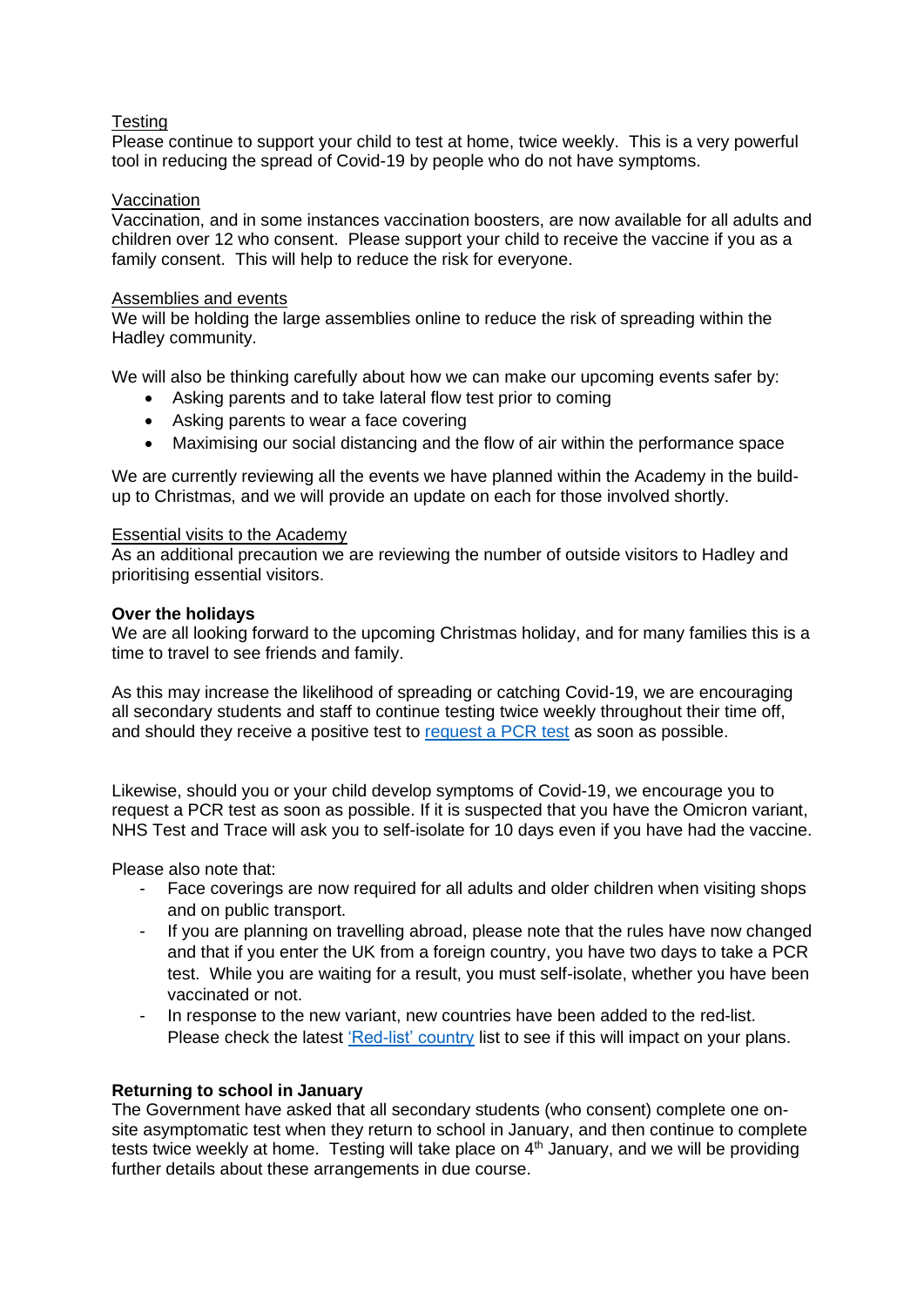Testing

Please continue to support your child to test at home, twice weekly. This is a very powerful tool in reducing the spread of Covid-19 by people who do not have symptoms.

Vaccination

Vaccination, and in some instances vaccination boosters, are now available for all adults and children over 12 who consent. Please support your child to receive the vaccine if you as a family consent. This will help to reduce the risk for everyone.

Assemblies and events

We will be holding the large assemblies online to reduce the risk of spreading within the Hadley community.

We will also be thinking carefully about how we can make our upcoming events safer by:

- Asking parents and to take lateral flow test prior to coming
- Asking parents to wear a face covering
- Maximising our social distancing and the flow of air within the performance space

We are currently reviewing all the events we have planned within the Academy in the build-up to Christmas, and we will provide an update on each for those involved shortly.

Essential visits to the Academy

As an additional precaution we are reviewing the number of outside visitors to Hadley and prioritising essential visitors.

**Over the holidays**

We are all looking forward to the upcoming Christmas holiday, and for many families this is a time to travel to see friends and family.

As this may increase the likelihood of spreading or catching Covid-19, we are encouraging all secondary students and staff to continue testing twice weekly throughout their time off, and should they receive a positive test to request a PCR test as soon as possible.

Likewise, should you or your child develop symptoms of Covid-19, we encourage you to request a PCR test as soon as possible. If it is suspected that you have the Omicron variant, NHS Test and Trace will ask you to self-isolate for 10 days even if you have had the vaccine.

Please also note that:

- Face coverings are now required for all adults and older children when visiting shops and on public transport.
- If you are planning on travelling abroad, please note that the rules have now changed and that if you enter the UK from a foreign country, you have two days to take a PCR test. While you are waiting for a result, you must self-isolate, whether you have been vaccinated or not.
- In response to the new variant, new countries have been added to the red-list. Please check the latest 'Red-list' country list to see if this will impact on your plans.

**Returning to school in January**

The Government have asked that all secondary students (who consent) complete one on-site asymptomatic test when they return to school in January, and then continue to complete tests twice weekly at home. Testing will take place on 4th January, and we will be providing further details about these arrangements in due course.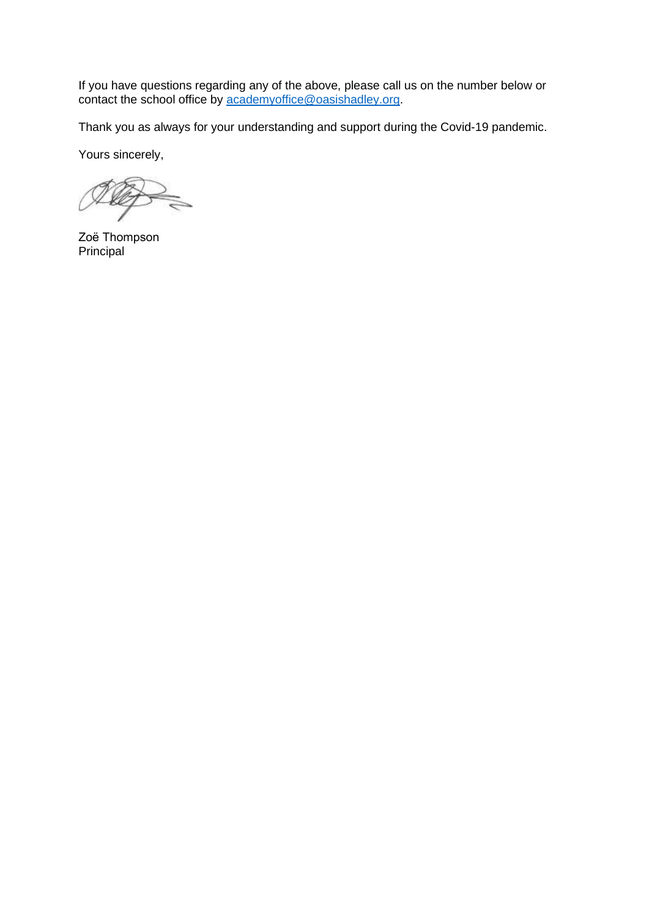If you have questions regarding any of the above, please call us on the number below or contact the school office by academyoffice@oasishadley.org.

Thank you as always for your understanding and support during the Covid-19 pandemic.

Yours sincerely,

Zoë Thompson
Principal